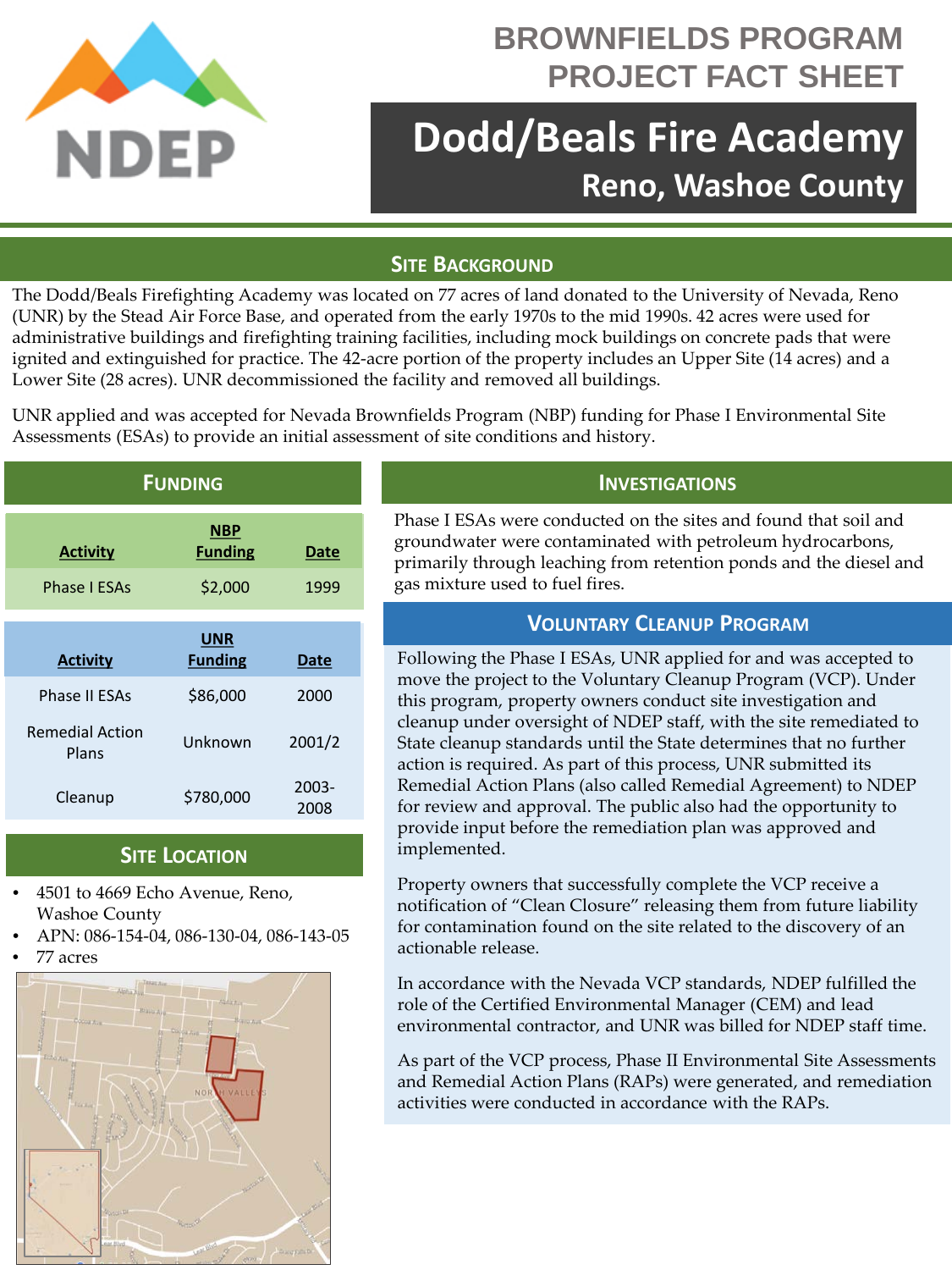# BROWNFIELDS PROGRAM PROJECT FACT SHEET

# Dodd/Beals Fire Academy

## Reno, Washoe County

## Site Background

The Dodd/Beals Firefighting Academy was located on 77 acres of land donated to the University of Nevada, Reno (UNR) by the Stead Air Force Base, and operated from the early 1970s to the mid 1990s. 42 acres were used for administrative buildings and firefighting training facilities, including mock buildings on concrete pads that were ignited and extinguished for practice. The 42-acre portion of the property includes an Upper Site (14 acres) and a Lower Site (28 acres). UNR decommissioned the facility and removed all buildings.

UNR applied and was accepted for Nevada Brownfields Program (NBP) funding for Phase I Environmental Site Assessments (ESAs) to provide an initial assessment of site conditions and history.

## Funding

| Activity | NBP Funding | Date |
|---|---|---|
| Phase I ESAs | $2,000 | 1999 |

| Activity | UNR Funding | Date |
|---|---|---|
| Phase II ESAs | $86,000 | 2000 |
| Remedial Action Plans | Unknown | 2001/2 |
| Cleanup | $780,000 | 2003-2008 |

## Site Location

- 4501 to 4669 Echo Avenue, Reno, Washoe County
- APN: 086-154-04, 086-130-04, 086-143-05
- 77 acres

## Investigations

Phase I ESAs were conducted on the sites and found that soil and groundwater were contaminated with petroleum hydrocarbons, primarily through leaching from retention ponds and the diesel and gas mixture used to fuel fires.

## Voluntary Cleanup Program

Following the Phase I ESAs, UNR applied for and was accepted to move the project to the Voluntary Cleanup Program (VCP). Under this program, property owners conduct site investigation and cleanup under oversight of NDEP staff, with the site remediated to State cleanup standards until the State determines that no further action is required. As part of this process, UNR submitted its Remedial Action Plans (also called Remedial Agreement) to NDEP for review and approval. The public also had the opportunity to provide input before the remediation plan was approved and implemented.

Property owners that successfully complete the VCP receive a notification of "Clean Closure" releasing them from future liability for contamination found on the site related to the discovery of an actionable release.

In accordance with the Nevada VCP standards, NDEP fulfilled the role of the Certified Environmental Manager (CEM) and lead environmental contractor, and UNR was billed for NDEP staff time.

As part of the VCP process, Phase II Environmental Site Assessments and Remedial Action Plans (RAPs) were generated, and remediation activities were conducted in accordance with the RAPs.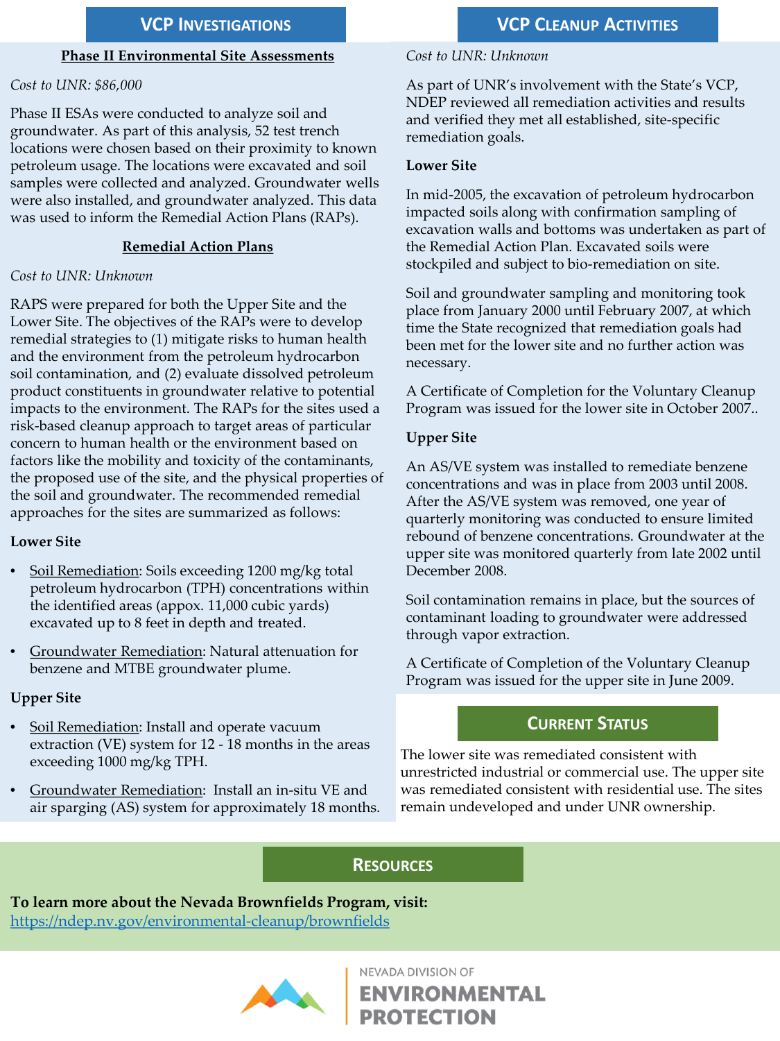## VCP Investigations

### Phase II Environmental Site Assessments

*Cost to UNR: $86,000*

Phase II ESAs were conducted to analyze soil and groundwater. As part of this analysis, 52 test trench locations were chosen based on their proximity to known petroleum usage. The locations were excavated and soil samples were collected and analyzed. Groundwater wells were also installed, and groundwater analyzed. This data was used to inform the Remedial Action Plans (RAPs).

### Remedial Action Plans

*Cost to UNR: Unknown*

RAPS were prepared for both the Upper Site and the Lower Site. The objectives of the RAPs were to develop remedial strategies to (1) mitigate risks to human health and the environment from the petroleum hydrocarbon soil contamination, and (2) evaluate dissolved petroleum product constituents in groundwater relative to potential impacts to the environment. The RAPs for the sites used a risk-based cleanup approach to target areas of particular concern to human health or the environment based on factors like the mobility and toxicity of the contaminants, the proposed use of the site, and the physical properties of the soil and groundwater. The recommended remedial approaches for the sites are summarized as follows:

**Lower Site**

- Soil Remediation: Soils exceeding 1200 mg/kg total petroleum hydrocarbon (TPH) concentrations within the identified areas (appox. 11,000 cubic yards) excavated up to 8 feet in depth and treated.
- Groundwater Remediation: Natural attenuation for benzene and MTBE groundwater plume.

**Upper Site**

- Soil Remediation: Install and operate vacuum extraction (VE) system for 12 - 18 months in the areas exceeding 1000 mg/kg TPH.
- Groundwater Remediation: Install an in-situ VE and air sparging (AS) system for approximately 18 months.

## VCP Cleanup Activities

*Cost to UNR: Unknown*

As part of UNR's involvement with the State's VCP, NDEP reviewed all remediation activities and results and verified they met all established, site-specific remediation goals.

**Lower Site**

In mid-2005, the excavation of petroleum hydrocarbon impacted soils along with confirmation sampling of excavation walls and bottoms was undertaken as part of the Remedial Action Plan. Excavated soils were stockpiled and subject to bio-remediation on site.

Soil and groundwater sampling and monitoring took place from January 2000 until February 2007, at which time the State recognized that remediation goals had been met for the lower site and no further action was necessary.

A Certificate of Completion for the Voluntary Cleanup Program was issued for the lower site in October 2007..

**Upper Site**

An AS/VE system was installed to remediate benzene concentrations and was in place from 2003 until 2008. After the AS/VE system was removed, one year of quarterly monitoring was conducted to ensure limited rebound of benzene concentrations. Groundwater at the upper site was monitored quarterly from late 2002 until December 2008.

Soil contamination remains in place, but the sources of contaminant loading to groundwater were addressed through vapor extraction.

A Certificate of Completion of the Voluntary Cleanup Program was issued for the upper site in June 2009.

## Current Status

The lower site was remediated consistent with unrestricted industrial or commercial use. The upper site was remediated consistent with residential use. The sites remain undeveloped and under UNR ownership.

## Resources

**To learn more about the Nevada Brownfields Program, visit:**
https://ndep.nv.gov/environmental-cleanup/brownfields

NEVADA DIVISION OF ENVIRONMENTAL PROTECTION